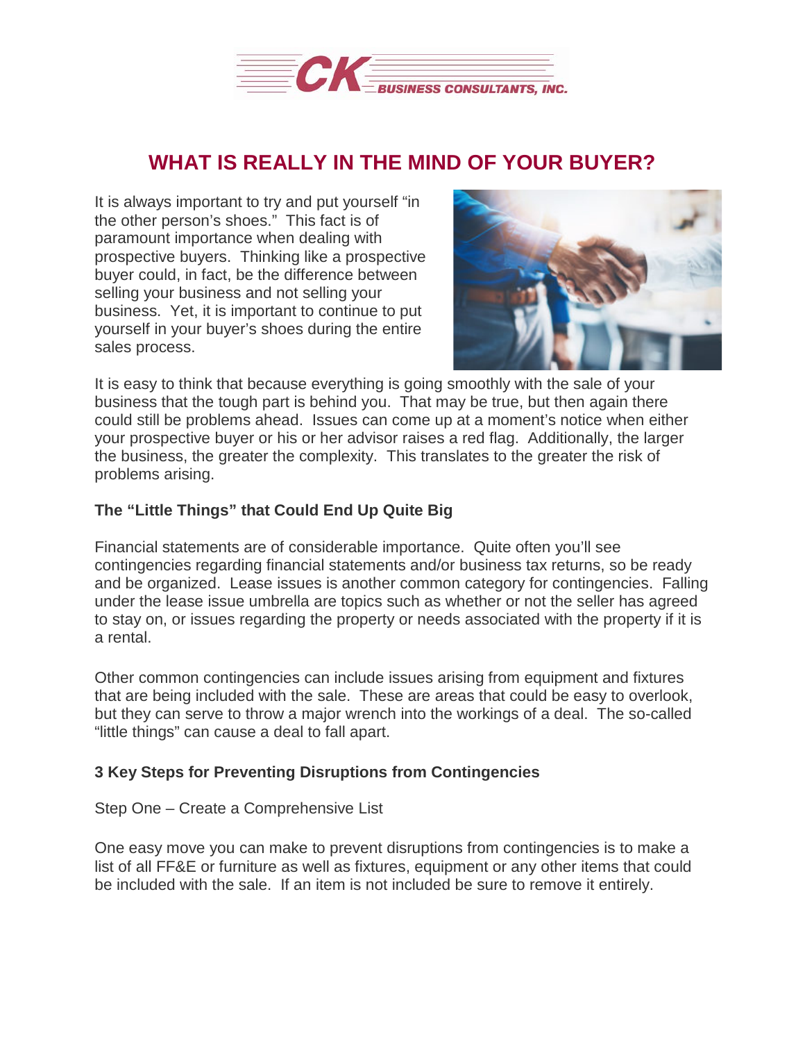# WHAT IS REALLY IN THE MIND OF YOUR BUYER?

It is always important to try and put yourself "in the other person's shoes." This fact is of paramount importance when dealing with prospective buyers. Thinking like a prospective buyer could, in fact, be the difference between selling your business and not selling your business. Yet, it is important to continue to put yourself in your buyer's shoes during the entire sales process.

It is easy to think that because everything is going smoothly with the sale of your business that the tough part is behind you. That may be true, but then again there could still be problems ahead. Issues can come up at a moment's notice when either your prospective buyer or his or her advisor raises a red flag. Additionally, the larger the business, the greater the complexity. This translates to the greater the risk of problems arising.

### The "Little Things" that Could End Up Quite Big

Financial statements are of considerable importance. Quite often you'll see contingencies regarding financial statements and/or business tax returns, so be ready and be organized. Lease issues is another common category for contingencies. Falling under the lease issue umbrella are topics such as whether or not the seller has agreed to stay on, or issues regarding the property or needs associated with the property if it is a rental.

Other common contingencies can include issues arising from equipment and fixtures that are being included with the sale. These are areas that could be easy to overlook, but they can serve to throw a major wrench into the workings of a deal. The so-called "little things" can cause a deal to fall apart.

### 3 Key Steps for Preventing Disruptions from Contingencies

Step One – Create a Comprehensive List

One easy move you can make to prevent disruptions from contingencies is to make a list of all FF&E or furniture as well as fixtures, equipment or any other items that could be included with the sale. If an item is not included be sure to remove it entirely.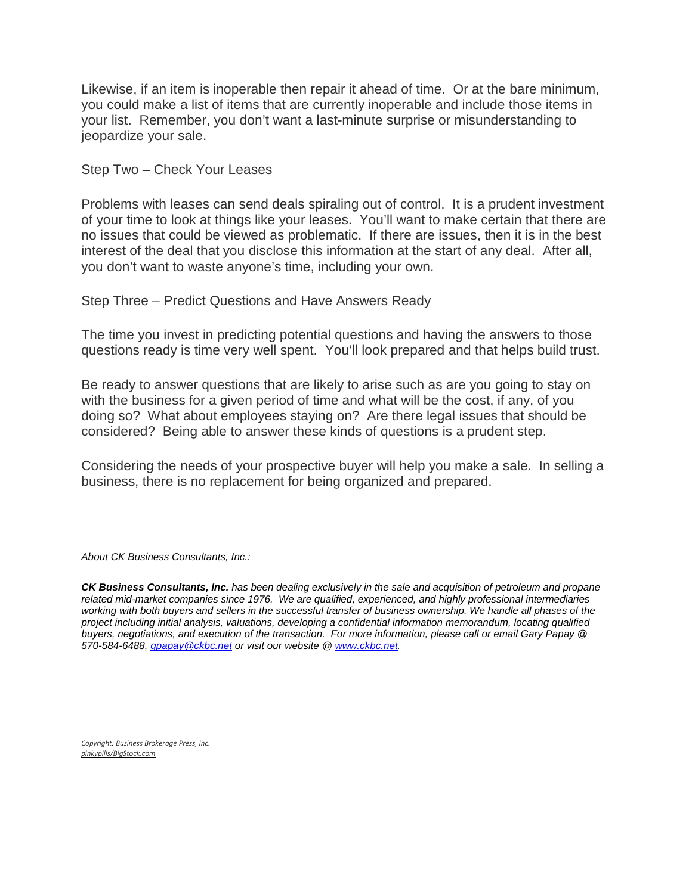Likewise, if an item is inoperable then repair it ahead of time. Or at the bare minimum, you could make a list of items that are currently inoperable and include those items in your list. Remember, you don't want a last-minute surprise or misunderstanding to jeopardize your sale.

## Step Two – Check Your Leases

Problems with leases can send deals spiraling out of control. It is a prudent investment of your time to look at things like your leases. You'll want to make certain that there are no issues that could be viewed as problematic. If there are issues, then it is in the best interest of the deal that you disclose this information at the start of any deal. After all, you don't want to waste anyone's time, including your own.

## Step Three – Predict Questions and Have Answers Ready

The time you invest in predicting potential questions and having the answers to those questions ready is time very well spent. You'll look prepared and that helps build trust.

Be ready to answer questions that are likely to arise such as are you going to stay on with the business for a given period of time and what will be the cost, if any, of you doing so? What about employees staying on? Are there legal issues that should be considered? Being able to answer these kinds of questions is a prudent step.

Considering the needs of your prospective buyer will help you make a sale. In selling a business, there is no replacement for being organized and prepared.

*About CK Business Consultants, Inc.:*

***CK Business Consultants, Inc.*** *has been dealing exclusively in the sale and acquisition of petroleum and propane related mid-market companies since 1976. We are qualified, experienced, and highly professional intermediaries working with both buyers and sellers in the successful transfer of business ownership. We handle all phases of the project including initial analysis, valuations, developing a confidential information memorandum, locating qualified buyers, negotiations, and execution of the transaction. For more information, please call or email Gary Papay @ 570-584-6488, [gpapay@ckbc.net](mailto:gpapay@ckbc.net) or visit our website @ [www.ckbc.net](http://www.ckbc.net).*

*Copyright: Business Brokerage Press, Inc.*
*pinkypills/BigStock.com*